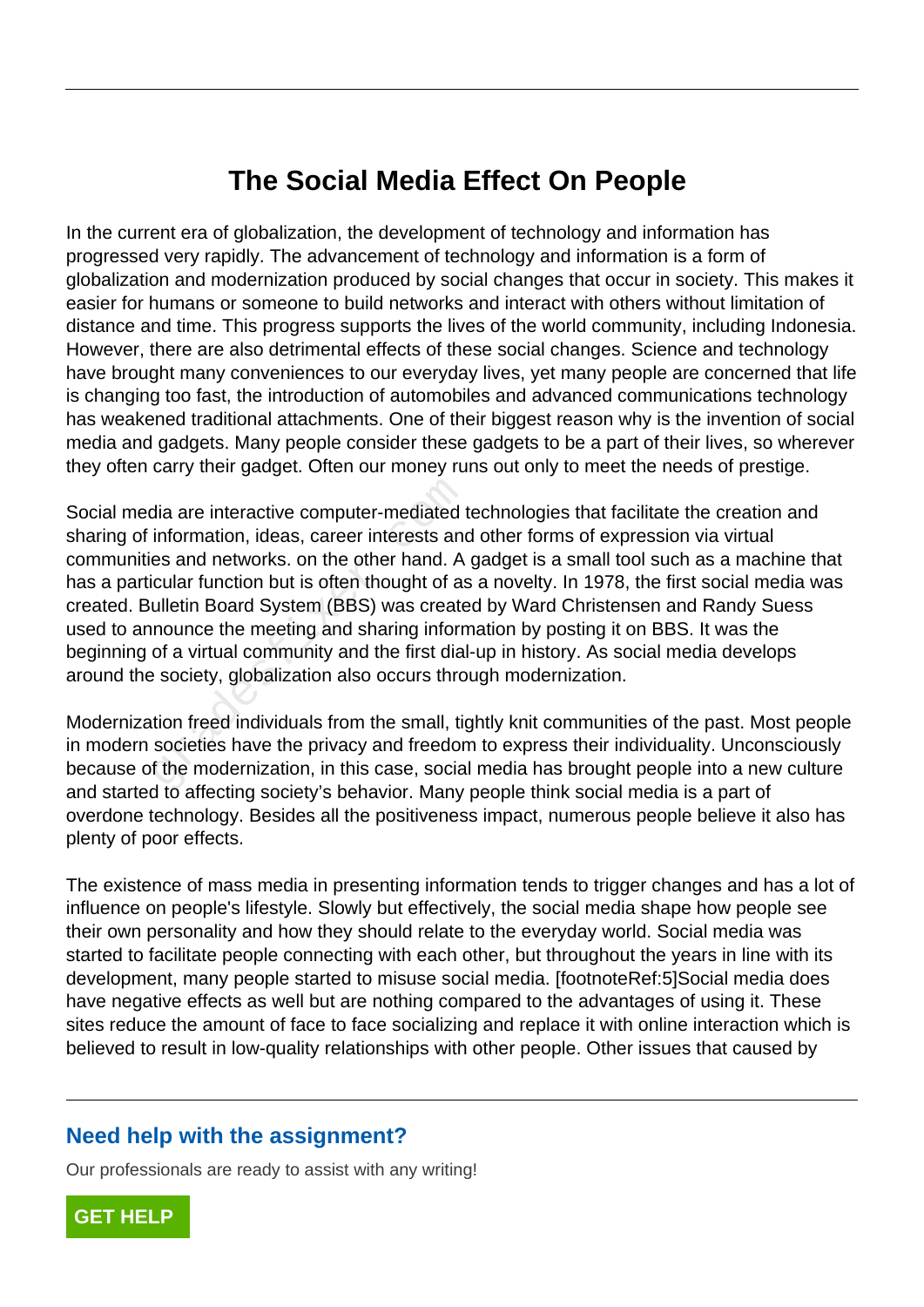# The Social Media Effect On People

In the current era of globalization, the development of technology and information has progressed very rapidly. The advancement of technology and information is a form of globalization and modernization produced by social changes that occur in society. This makes it easier for humans or someone to build networks and interact with others without limitation of distance and time. This progress supports the lives of the world community, including Indonesia. However, there are also detrimental effects of these social changes. Science and technology have brought many conveniences to our everyday lives, yet many people are concerned that life is changing too fast, the introduction of automobiles and advanced communications technology has weakened traditional attachments. One of their biggest reason why is the invention of social media and gadgets. Many people consider these gadgets to be a part of their lives, so wherever they often carry their gadget. Often our money runs out only to meet the needs of prestige.

Social media are interactive computer-mediated technologies that facilitate the creation and sharing of information, ideas, career interests and other forms of expression via virtual communities and networks. on the other hand. A gadget is a small tool such as a machine that has a particular function but is often thought of as a novelty. In 1978, the first social media was created. Bulletin Board System (BBS) was created by Ward Christensen and Randy Suess used to announce the meeting and sharing information by posting it on BBS. It was the beginning of a virtual community and the first dial-up in history. As social media develops around the society, globalization also occurs through modernization.

Modernization freed individuals from the small, tightly knit communities of the past. Most people in modern societies have the privacy and freedom to express their individuality. Unconsciously because of the modernization, in this case, social media has brought people into a new culture and started to affecting society's behavior. Many people think social media is a part of overdone technology. Besides all the positiveness impact, numerous people believe it also has plenty of poor effects.

The existence of mass media in presenting information tends to trigger changes and has a lot of influence on people's lifestyle. Slowly but effectively, the social media shape how people see their own personality and how they should relate to the everyday world. Social media was started to facilitate people connecting with each other, but throughout the years in line with its development, many people started to misuse social media. [footnoteRef:5]Social media does have negative effects as well but are nothing compared to the advantages of using it. These sites reduce the amount of face to face socializing and replace it with online interaction which is believed to result in low-quality relationships with other people. Other issues that caused by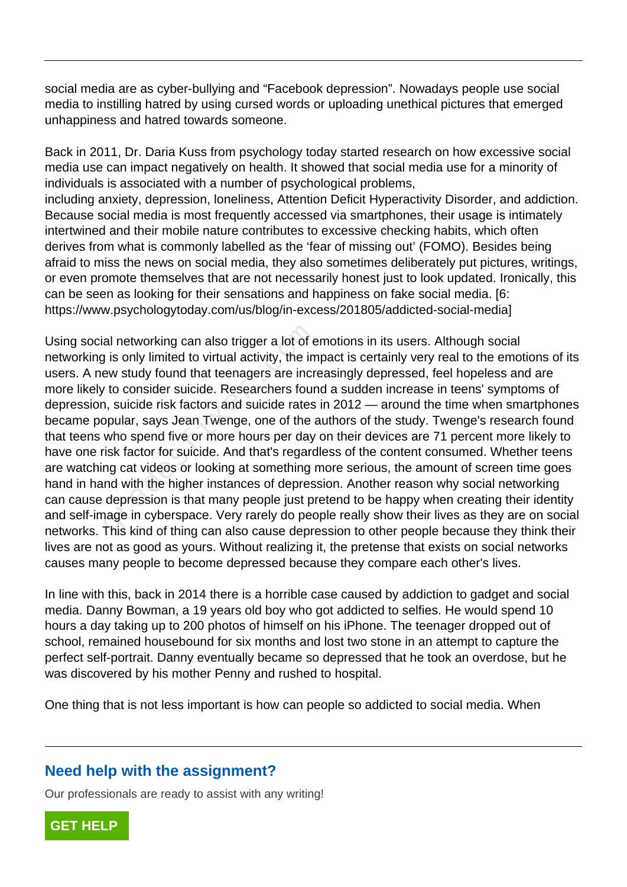social media are as cyber-bullying and "Facebook depression". Nowadays people use social media to instilling hatred by using cursed words or uploading unethical pictures that emerged unhappiness and hatred towards someone.

Back in 2011, Dr. Daria Kuss from psychology today started research on how excessive social media use can impact negatively on health. It showed that social media use for a minority of individuals is associated with a number of psychological problems, including anxiety, depression, loneliness, Attention Deficit Hyperactivity Disorder, and addiction. Because social media is most frequently accessed via smartphones, their usage is intimately intertwined and their mobile nature contributes to excessive checking habits, which often derives from what is commonly labelled as the 'fear of missing out' (FOMO). Besides being afraid to miss the news on social media, they also sometimes deliberately put pictures, writings, or even promote themselves that are not necessarily honest just to look updated. Ironically, this can be seen as looking for their sensations and happiness on fake social media. [6: https://www.psychologytoday.com/us/blog/in-excess/201805/addicted-social-media]

Using social networking can also trigger a lot of emotions in its users. Although social networking is only limited to virtual activity, the impact is certainly very real to the emotions of its users. A new study found that teenagers are increasingly depressed, feel hopeless and are more likely to consider suicide. Researchers found a sudden increase in teens' symptoms of depression, suicide risk factors and suicide rates in 2012 — around the time when smartphones became popular, says Jean Twenge, one of the authors of the study. Twenge's research found that teens who spend five or more hours per day on their devices are 71 percent more likely to have one risk factor for suicide. And that's regardless of the content consumed. Whether teens are watching cat videos or looking at something more serious, the amount of screen time goes hand in hand with the higher instances of depression. Another reason why social networking can cause depression is that many people just pretend to be happy when creating their identity and self-image in cyberspace. Very rarely do people really show their lives as they are on social networks. This kind of thing can also cause depression to other people because they think their lives are not as good as yours. Without realizing it, the pretense that exists on social networks causes many people to become depressed because they compare each other's lives.

In line with this, back in 2014 there is a horrible case caused by addiction to gadget and social media. Danny Bowman, a 19 years old boy who got addicted to selfies. He would spend 10 hours a day taking up to 200 photos of himself on his iPhone. The teenager dropped out of school, remained housebound for six months and lost two stone in an attempt to capture the perfect self-portrait. Danny eventually became so depressed that he took an overdose, but he was discovered by his mother Penny and rushed to hospital.

One thing that is not less important is how can people so addicted to social media. When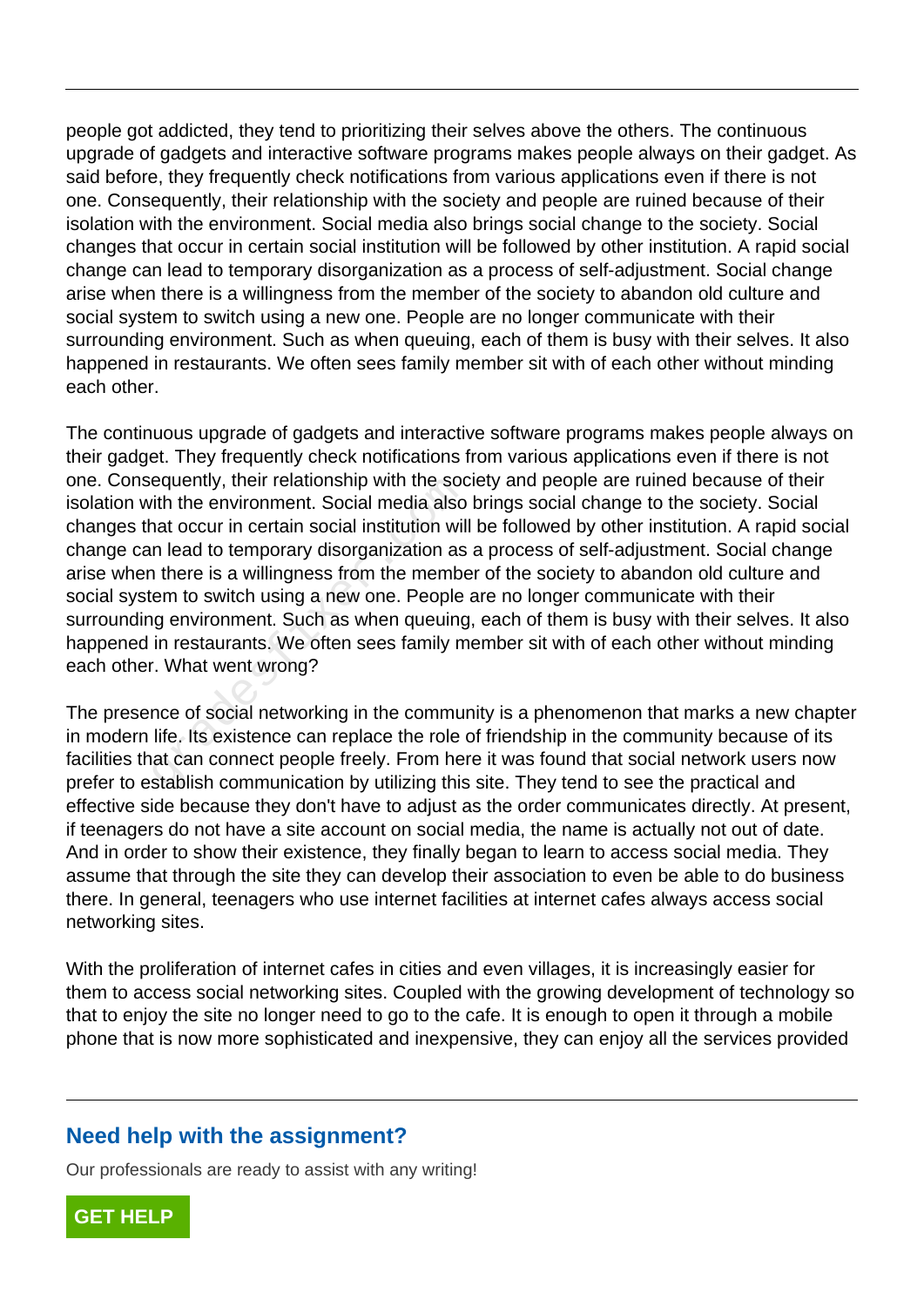people got addicted, they tend to prioritizing their selves above the others. The continuous upgrade of gadgets and interactive software programs makes people always on their gadget. As said before, they frequently check notifications from various applications even if there is not one. Consequently, their relationship with the society and people are ruined because of their isolation with the environment. Social media also brings social change to the society. Social changes that occur in certain social institution will be followed by other institution. A rapid social change can lead to temporary disorganization as a process of self-adjustment. Social change arise when there is a willingness from the member of the society to abandon old culture and social system to switch using a new one. People are no longer communicate with their surrounding environment. Such as when queuing, each of them is busy with their selves. It also happened in restaurants. We often sees family member sit with of each other without minding each other.

The continuous upgrade of gadgets and interactive software programs makes people always on their gadget. They frequently check notifications from various applications even if there is not one. Consequently, their relationship with the society and people are ruined because of their isolation with the environment. Social media also brings social change to the society. Social changes that occur in certain social institution will be followed by other institution. A rapid social change can lead to temporary disorganization as a process of self-adjustment. Social change arise when there is a willingness from the member of the society to abandon old culture and social system to switch using a new one. People are no longer communicate with their surrounding environment. Such as when queuing, each of them is busy with their selves. It also happened in restaurants. We often sees family member sit with of each other without minding each other. What went wrong?

The presence of social networking in the community is a phenomenon that marks a new chapter in modern life. Its existence can replace the role of friendship in the community because of its facilities that can connect people freely. From here it was found that social network users now prefer to establish communication by utilizing this site. They tend to see the practical and effective side because they don't have to adjust as the order communicates directly. At present, if teenagers do not have a site account on social media, the name is actually not out of date. And in order to show their existence, they finally began to learn to access social media. They assume that through the site they can develop their association to even be able to do business there. In general, teenagers who use internet facilities at internet cafes always access social networking sites.

With the proliferation of internet cafes in cities and even villages, it is increasingly easier for them to access social networking sites. Coupled with the growing development of technology so that to enjoy the site no longer need to go to the cafe. It is enough to open it through a mobile phone that is now more sophisticated and inexpensive, they can enjoy all the services provided

## Need help with the assignment?

Our professionals are ready to assist with any writing!

GET HELP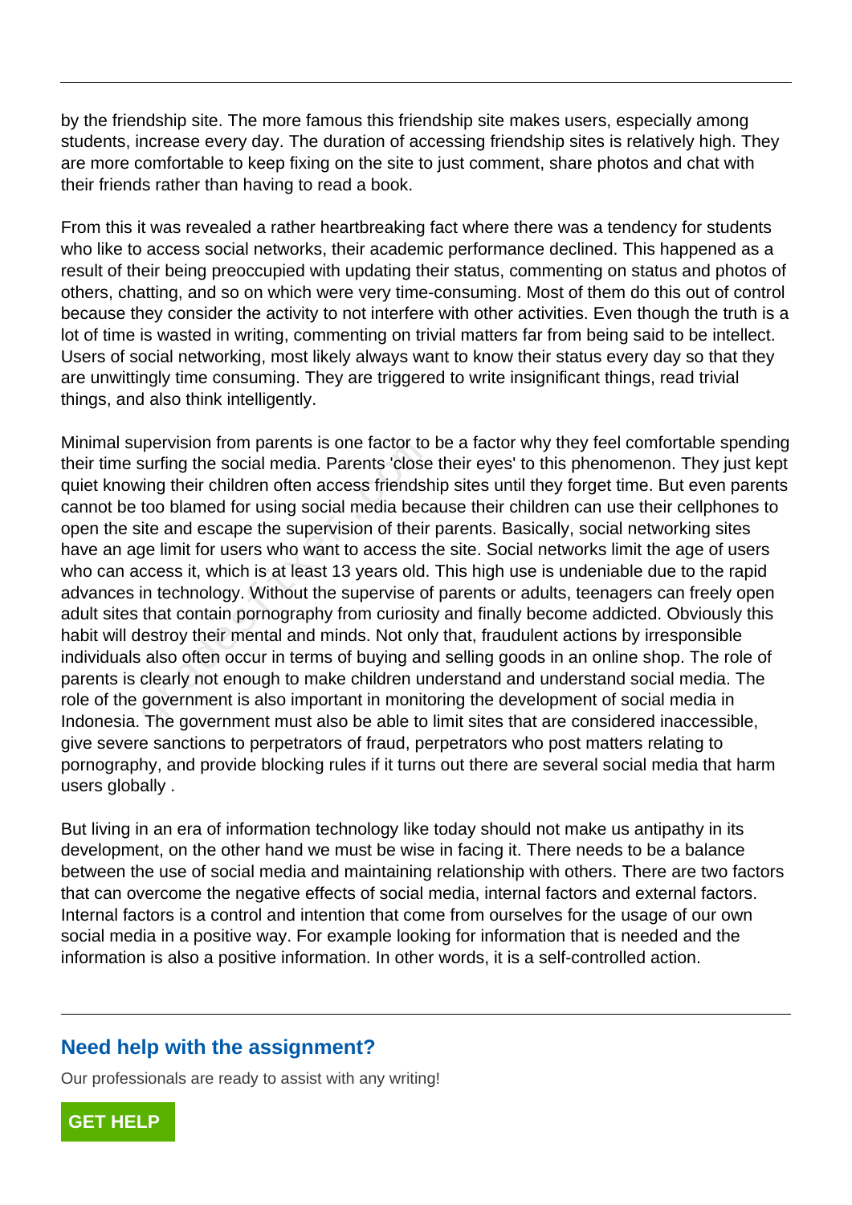by the friendship site. The more famous this friendship site makes users, especially among students, increase every day. The duration of accessing friendship sites is relatively high. They are more comfortable to keep fixing on the site to just comment, share photos and chat with their friends rather than having to read a book.

From this it was revealed a rather heartbreaking fact where there was a tendency for students who like to access social networks, their academic performance declined. This happened as a result of their being preoccupied with updating their status, commenting on status and photos of others, chatting, and so on which were very time-consuming. Most of them do this out of control because they consider the activity to not interfere with other activities. Even though the truth is a lot of time is wasted in writing, commenting on trivial matters far from being said to be intellect. Users of social networking, most likely always want to know their status every day so that they are unwittingly time consuming. They are triggered to write insignificant things, read trivial things, and also think intelligently.

Minimal supervision from parents is one factor to be a factor why they feel comfortable spending their time surfing the social media. Parents 'close their eyes' to this phenomenon. They just kept quiet knowing their children often access friendship sites until they forget time. But even parents cannot be too blamed for using social media because their children can use their cellphones to open the site and escape the supervision of their parents. Basically, social networking sites have an age limit for users who want to access the site. Social networks limit the age of users who can access it, which is at least 13 years old. This high use is undeniable due to the rapid advances in technology. Without the supervise of parents or adults, teenagers can freely open adult sites that contain pornography from curiosity and finally become addicted. Obviously this habit will destroy their mental and minds. Not only that, fraudulent actions by irresponsible individuals also often occur in terms of buying and selling goods in an online shop. The role of parents is clearly not enough to make children understand and understand social media. The role of the government is also important in monitoring the development of social media in Indonesia. The government must also be able to limit sites that are considered inaccessible, give severe sanctions to perpetrators of fraud, perpetrators who post matters relating to pornography, and provide blocking rules if it turns out there are several social media that harm users globally .

But living in an era of information technology like today should not make us antipathy in its development, on the other hand we must be wise in facing it. There needs to be a balance between the use of social media and maintaining relationship with others. There are two factors that can overcome the negative effects of social media, internal factors and external factors. Internal factors is a control and intention that come from ourselves for the usage of our own social media in a positive way. For example looking for information that is needed and the information is also a positive information. In other words, it is a self-controlled action.

## Need help with the assignment?

Our professionals are ready to assist with any writing!

GET HELP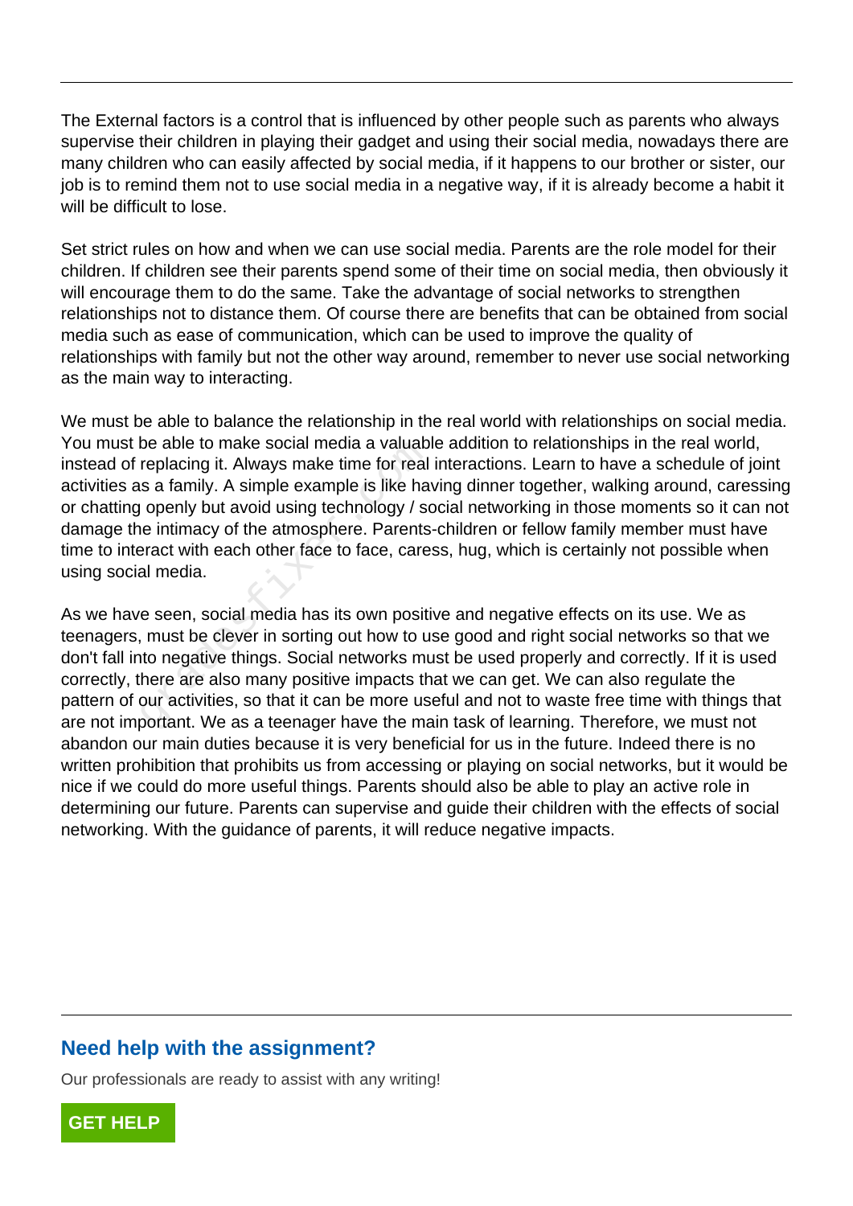The External factors is a control that is influenced by other people such as parents who always supervise their children in playing their gadget and using their social media, nowadays there are many children who can easily affected by social media, if it happens to our brother or sister, our job is to remind them not to use social media in a negative way, if it is already become a habit it will be difficult to lose.

Set strict rules on how and when we can use social media. Parents are the role model for their children. If children see their parents spend some of their time on social media, then obviously it will encourage them to do the same. Take the advantage of social networks to strengthen relationships not to distance them. Of course there are benefits that can be obtained from social media such as ease of communication, which can be used to improve the quality of relationships with family but not the other way around, remember to never use social networking as the main way to interacting.

We must be able to balance the relationship in the real world with relationships on social media. You must be able to make social media a valuable addition to relationships in the real world, instead of replacing it. Always make time for real interactions. Learn to have a schedule of joint activities as a family. A simple example is like having dinner together, walking around, caressing or chatting openly but avoid using technology / social networking in those moments so it can not damage the intimacy of the atmosphere. Parents-children or fellow family member must have time to interact with each other face to face, caress, hug, which is certainly not possible when using social media.

As we have seen, social media has its own positive and negative effects on its use. We as teenagers, must be clever in sorting out how to use good and right social networks so that we don't fall into negative things. Social networks must be used properly and correctly. If it is used correctly, there are also many positive impacts that we can get. We can also regulate the pattern of our activities, so that it can be more useful and not to waste free time with things that are not important. We as a teenager have the main task of learning. Therefore, we must not abandon our main duties because it is very beneficial for us in the future. Indeed there is no written prohibition that prohibits us from accessing or playing on social networks, but it would be nice if we could do more useful things. Parents should also be able to play an active role in determining our future. Parents can supervise and guide their children with the effects of social networking. With the guidance of parents, it will reduce negative impacts.

## Need help with the assignment?

Our professionals are ready to assist with any writing!

GET HELP